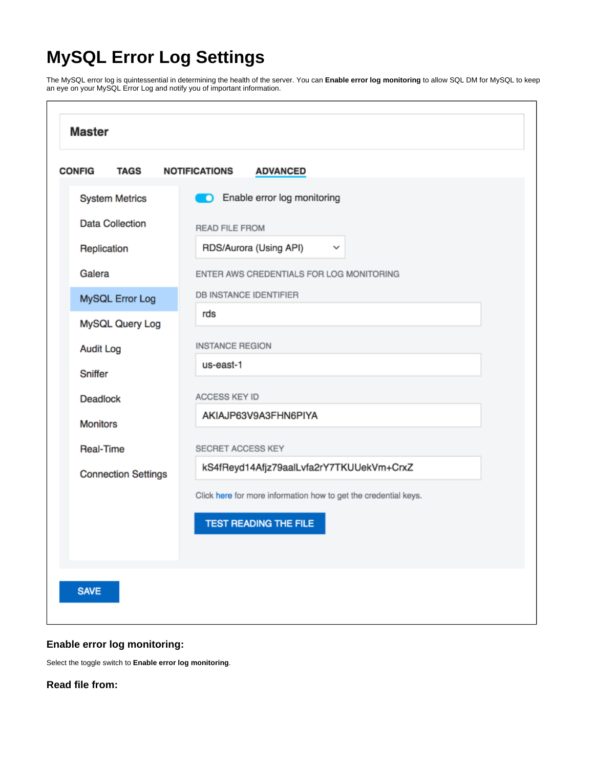# MySQL Error Log Settings

The MySQL error log is quintessential in determining the health of the server. You can **Enable error log monitoring** to allow SQL DM for MySQL to keep an eye on your MySQL Error Log and notify you of important information.

**Master**

CONFIG | TAGS | NOTIFICATIONS | ADVANCED

- System Metrics
- Data Collection
- Replication
- Galera
- MySQL Error Log
- MySQL Query Log
- Audit Log
- Sniffer
- Deadlock
- Monitors
- Real-Time
- Connection Settings

Enable error log monitoring

READ FILE FROM

RDS/Aurora (Using API)

ENTER AWS CREDENTIALS FOR LOG MONITORING

DB INSTANCE IDENTIFIER

rds

INSTANCE REGION

us-east-1

ACCESS KEY ID

AKIAJP63V9A3FHN6PIYA

SECRET ACCESS KEY

kS4fReyd14Afjz79aalLvfa2rY7TKUUekVm+CrxZ

Click here for more information how to get the credential keys.

TEST READING THE FILE

SAVE

### Enable error log monitoring:

Select the toggle switch to **Enable error log monitoring**.

### Read file from: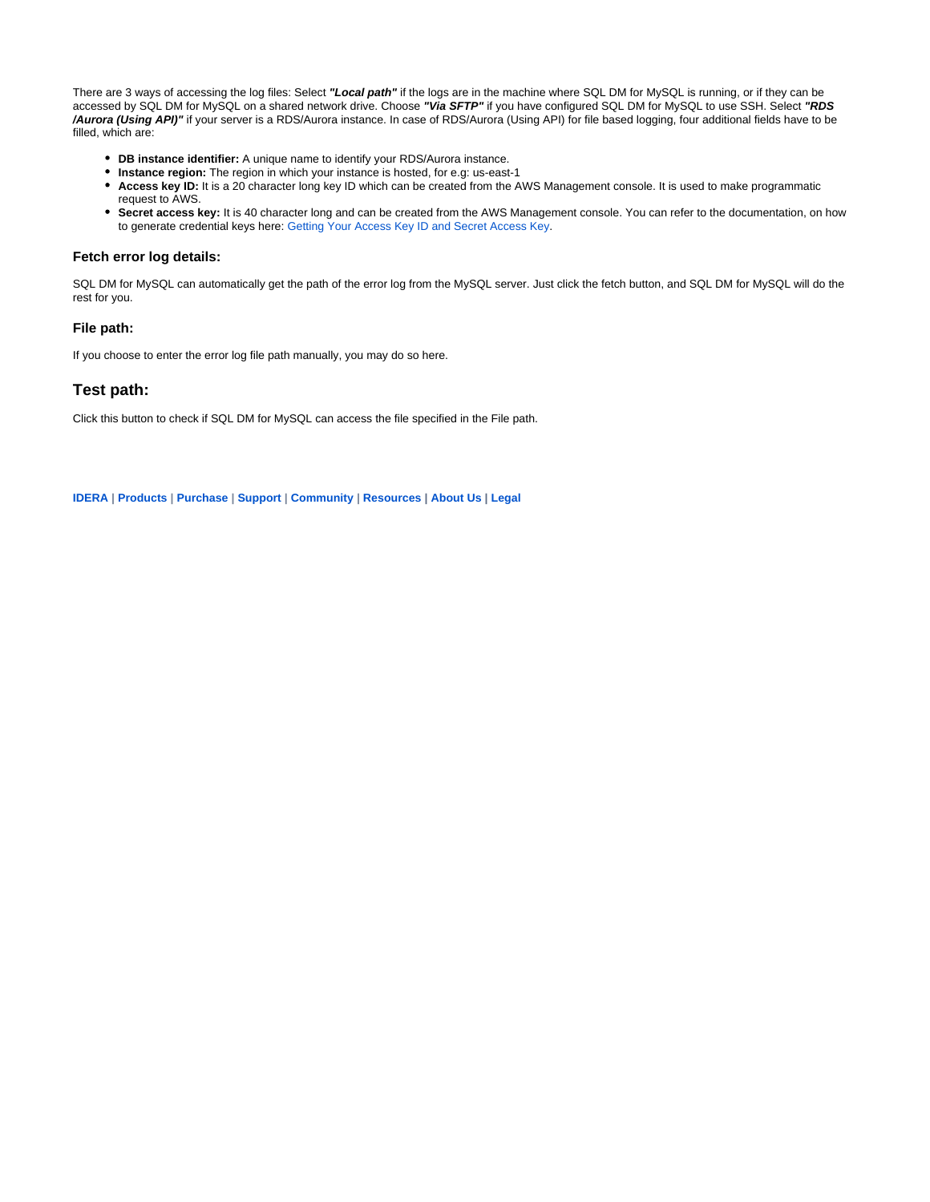There are 3 ways of accessing the log files: Select ***"Local path"*** if the logs are in the machine where SQL DM for MySQL is running, or if they can be accessed by SQL DM for MySQL on a shared network drive. Choose ***"Via SFTP"*** if you have configured SQL DM for MySQL to use SSH. Select ***"RDS /Aurora (Using API)"*** if your server is a RDS/Aurora instance. In case of RDS/Aurora (Using API) for file based logging, four additional fields have to be filled, which are:

- **DB instance identifier:** A unique name to identify your RDS/Aurora instance.
- **Instance region:** The region in which your instance is hosted, for e.g: us-east-1
- **Access key ID:** It is a 20 character long key ID which can be created from the AWS Management console. It is used to make programmatic request to AWS.
- **Secret access key:** It is 40 character long and can be created from the AWS Management console. You can refer to the documentation, on how to generate credential keys here: Getting Your Access Key ID and Secret Access Key.

### Fetch error log details:

SQL DM for MySQL can automatically get the path of the error log from the MySQL server. Just click the fetch button, and SQL DM for MySQL will do the rest for you.

### File path:

If you choose to enter the error log file path manually, you may do so here.

## Test path:

Click this button to check if SQL DM for MySQL can access the file specified in the File path.

**IDERA** | **Products** | **Purchase** | **Support** | **Community** | **Resources** | **About Us** | **Legal**